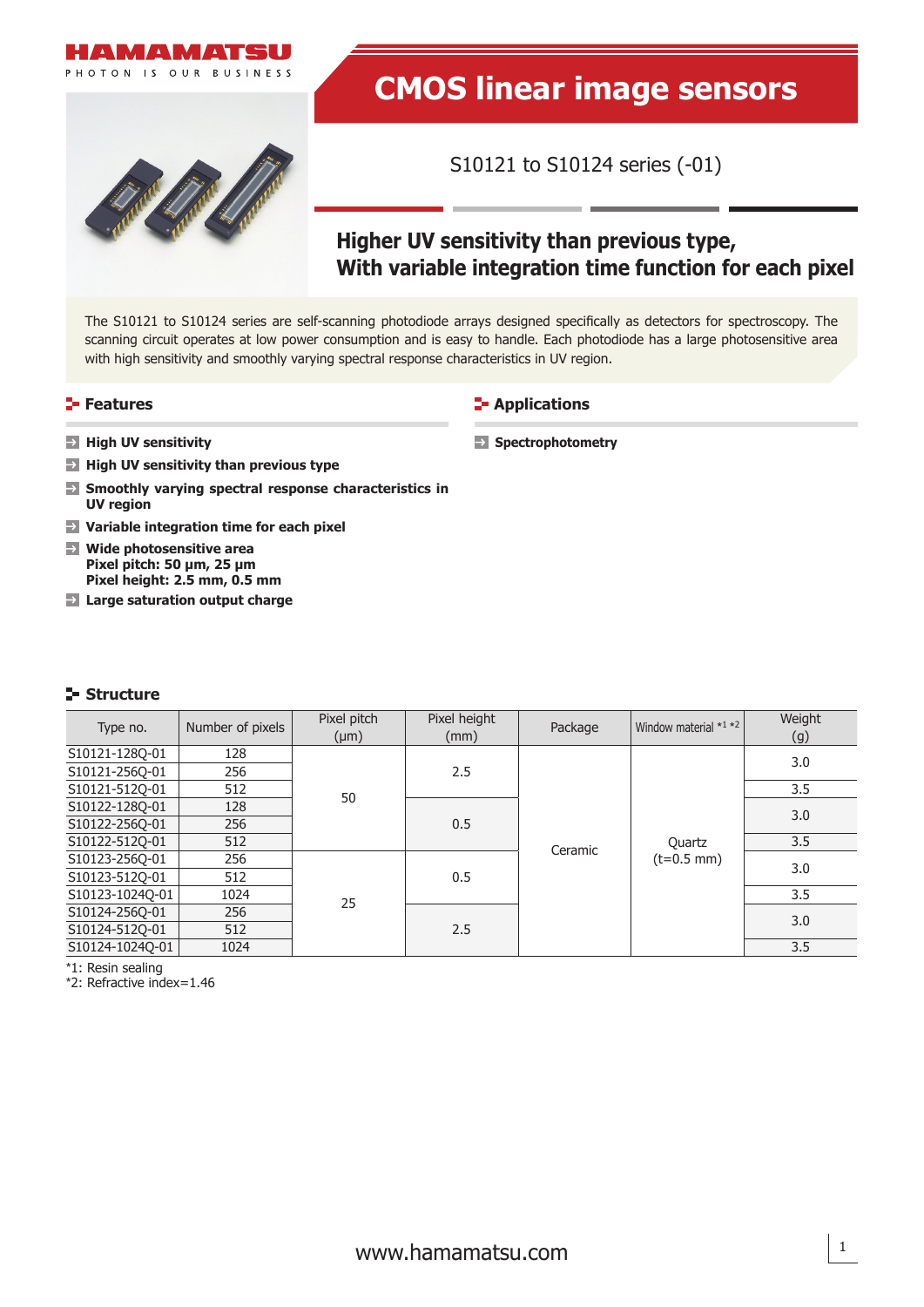HAMAMATSU

PHOTON IS OUR BUSINESS

# CMOS linear image sensors

S10121 to S10124 series (-01)

## Higher UV sensitivity than previous type, With variable integration time function for each pixel

The S10121 to S10124 series are self-scanning photodiode arrays designed specifically as detectors for spectroscopy. The scanning circuit operates at low power consumption and is easy to handle. Each photodiode has a large photosensitive area with high sensitivity and smoothly varying spectral response characteristics in UV region.

## Features

- **High UV sensitivity**
- **High UV sensitivity than previous type**
- **Smoothly varying spectral response characteristics in UV region**
- **Variable integration time for each pixel**
- **Wide photosensitive area**
  **Pixel pitch: 50 µm, 25 µm**
  **Pixel height: 2.5 mm, 0.5 mm**
- **Large saturation output charge**

## Applications

- **Spectrophotometry**

## Structure

| Type no. | Number of pixels | Pixel pitch (µm) | Pixel height (mm) | Package | Window material *1 *2 | Weight (g) |
|---|---|---|---|---|---|---|
| S10121-128Q-01 | 128 | 50 | 2.5 | Ceramic | Quartz (t=0.5 mm) | 3.0 |
| S10121-256Q-01 | 256 | 50 | 2.5 | Ceramic | Quartz (t=0.5 mm) | 3.0 |
| S10121-512Q-01 | 512 | 50 | 2.5 | Ceramic | Quartz (t=0.5 mm) | 3.5 |
| S10122-128Q-01 | 128 | 50 | 0.5 | Ceramic | Quartz (t=0.5 mm) | 3.0 |
| S10122-256Q-01 | 256 | 50 | 0.5 | Ceramic | Quartz (t=0.5 mm) | 3.0 |
| S10122-512Q-01 | 512 | 50 | 0.5 | Ceramic | Quartz (t=0.5 mm) | 3.5 |
| S10123-256Q-01 | 256 | 25 | 0.5 | Ceramic | Quartz (t=0.5 mm) | 3.0 |
| S10123-512Q-01 | 512 | 25 | 0.5 | Ceramic | Quartz (t=0.5 mm) | 3.0 |
| S10123-1024Q-01 | 1024 | 25 | 0.5 | Ceramic | Quartz (t=0.5 mm) | 3.5 |
| S10124-256Q-01 | 256 | 25 | 2.5 | Ceramic | Quartz (t=0.5 mm) | 3.0 |
| S10124-512Q-01 | 512 | 25 | 2.5 | Ceramic | Quartz (t=0.5 mm) | 3.0 |
| S10124-1024Q-01 | 1024 | 25 | 2.5 | Ceramic | Quartz (t=0.5 mm) | 3.5 |

*1: Resin sealing
*2: Refractive index=1.46

www.hamamatsu.com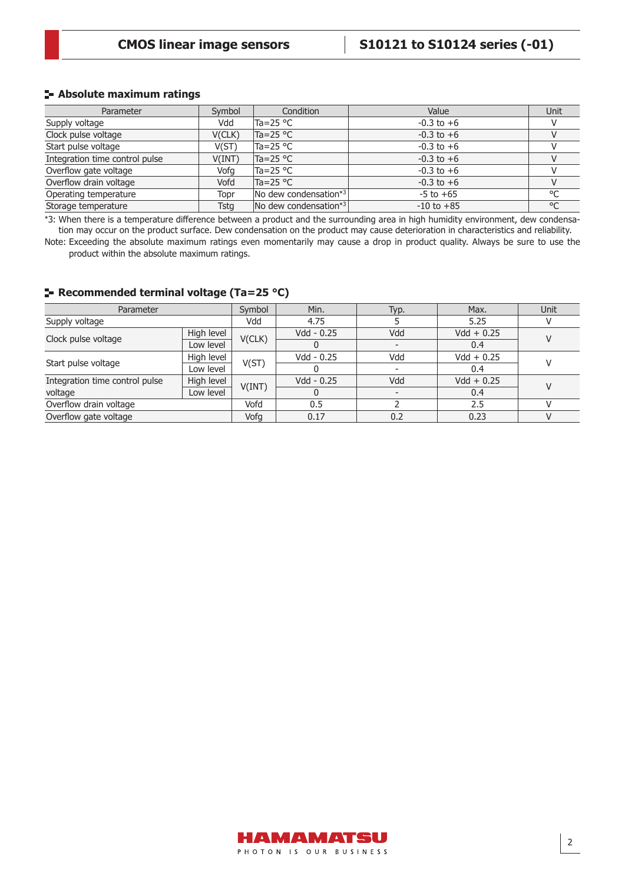## Absolute maximum ratings

| Parameter | Symbol | Condition | Value | Unit |
|---|---|---|---|---|
| Supply voltage | Vdd | Ta=25 °C | -0.3 to +6 | V |
| Clock pulse voltage | V(CLK) | Ta=25 °C | -0.3 to +6 | V |
| Start pulse voltage | V(ST) | Ta=25 °C | -0.3 to +6 | V |
| Integration time control pulse | V(INT) | Ta=25 °C | -0.3 to +6 | V |
| Overflow gate voltage | Vofg | Ta=25 °C | -0.3 to +6 | V |
| Overflow drain voltage | Vofd | Ta=25 °C | -0.3 to +6 | V |
| Operating temperature | Topr | No dew condensation*3 | -5 to +65 | °C |
| Storage temperature | Tstg | No dew condensation*3 | -10 to +85 | °C |

*3: When there is a temperature difference between a product and the surrounding area in high humidity environment, dew condensation may occur on the product surface. Dew condensation on the product may cause deterioration in characteristics and reliability.

Note: Exceeding the absolute maximum ratings even momentarily may cause a drop in product quality. Always be sure to use the product within the absolute maximum ratings.

## Recommended terminal voltage (Ta=25 °C)

| Parameter | | Symbol | Min. | Typ. | Max. | Unit |
|---|---|---|---|---|---|---|
| Supply voltage | | Vdd | 4.75 | 5 | 5.25 | V |
| Clock pulse voltage | High level | V(CLK) | Vdd - 0.25 | Vdd | Vdd + 0.25 | V |
| | Low level | | 0 | - | 0.4 | |
| Start pulse voltage | High level | V(ST) | Vdd - 0.25 | Vdd | Vdd + 0.25 | V |
| | Low level | | 0 | - | 0.4 | |
| Integration time control pulse voltage | High level | V(INT) | Vdd - 0.25 | Vdd | Vdd + 0.25 | V |
| | Low level | | 0 | - | 0.4 | |
| Overflow drain voltage | | Vofd | 0.5 | 2 | 2.5 | V |
| Overflow gate voltage | | Vofg | 0.17 | 0.2 | 0.23 | V |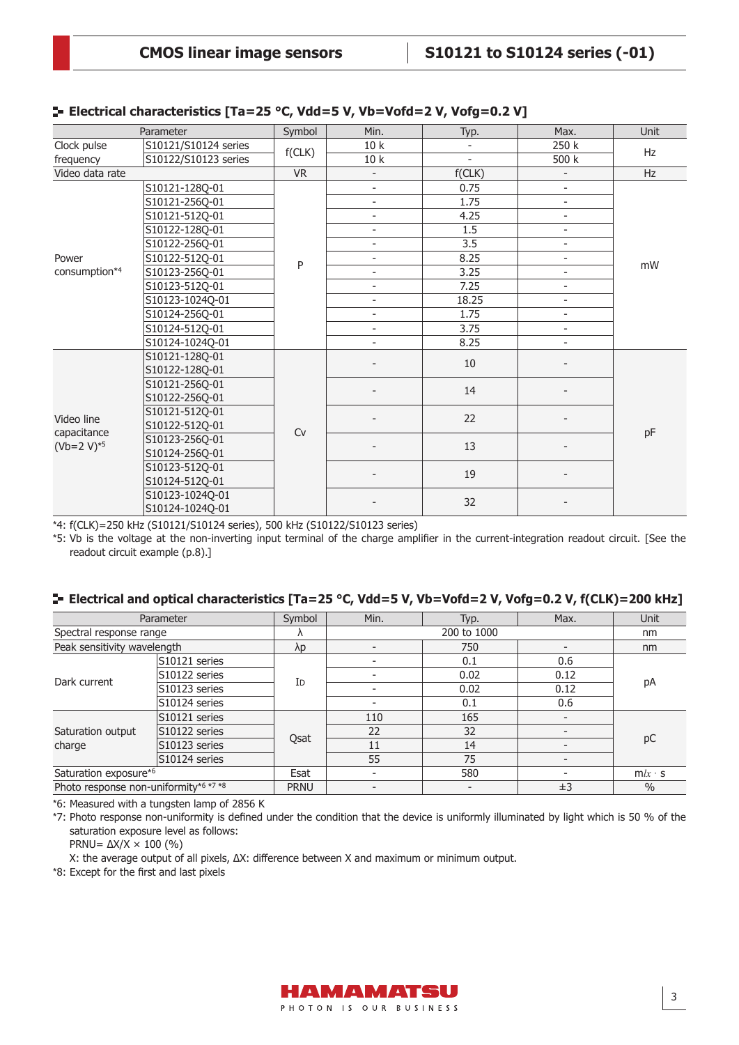## Electrical characteristics [Ta=25 °C, Vdd=5 V, Vb=Vofd=2 V, Vofg=0.2 V]

| Parameter | | Symbol | Min. | Typ. | Max. | Unit |
|---|---|---|---|---|---|---|
| Clock pulse frequency | S10121/S10124 series | f(CLK) | 10 k | - | 250 k | Hz |
| | S10122/S10123 series | | 10 k | - | 500 k | |
| Video data rate | | VR | - | f(CLK) | - | Hz |
| Power consumption*4 | S10121-128Q-01 | P | - | 0.75 | - | mW |
| | S10121-256Q-01 | | - | 1.75 | - | |
| | S10121-512Q-01 | | - | 4.25 | - | |
| | S10122-128Q-01 | | - | 1.5 | - | |
| | S10122-256Q-01 | | - | 3.5 | - | |
| | S10122-512Q-01 | | - | 8.25 | - | |
| | S10123-256Q-01 | | - | 3.25 | - | |
| | S10123-512Q-01 | | - | 7.25 | - | |
| | S10123-1024Q-01 | | - | 18.25 | - | |
| | S10124-256Q-01 | | - | 1.75 | - | |
| | S10124-512Q-01 | | - | 3.75 | - | |
| | S10124-1024Q-01 | | - | 8.25 | - | |
| Video line capacitance (Vb=2 V)*5 | S10121-128Q-01 S10122-128Q-01 | Cv | - | 10 | - | pF |
| | S10121-256Q-01 S10122-256Q-01 | | - | 14 | - | |
| | S10121-512Q-01 S10122-512Q-01 | | - | 22 | - | |
| | S10123-256Q-01 S10124-256Q-01 | | - | 13 | - | |
| | S10123-512Q-01 S10124-512Q-01 | | - | 19 | - | |
| | S10123-1024Q-01 S10124-1024Q-01 | | - | 32 | - | |

*4: f(CLK)=250 kHz (S10121/S10124 series), 500 kHz (S10122/S10123 series)

*5: Vb is the voltage at the non-inverting input terminal of the charge amplifier in the current-integration readout circuit. [See the readout circuit example (p.8).]

## Electrical and optical characteristics [Ta=25 °C, Vdd=5 V, Vb=Vofd=2 V, Vofg=0.2 V, f(CLK)=200 kHz]

| Parameter | | Symbol | Min. | Typ. | Max. | Unit |
|---|---|---|---|---|---|---|
| Spectral response range | | λ | | 200 to 1000 | | nm |
| Peak sensitivity wavelength | | λp | - | 750 | - | nm |
| Dark current | S10121 series | ID | - | 0.1 | 0.6 | pA |
| | S10122 series | | - | 0.02 | 0.12 | |
| | S10123 series | | - | 0.02 | 0.12 | |
| | S10124 series | | - | 0.1 | 0.6 | |
| Saturation output charge | S10121 series | Qsat | 110 | 165 | - | pC |
| | S10122 series | | 22 | 32 | - | |
| | S10123 series | | 11 | 14 | - | |
| | S10124 series | | 55 | 75 | - | |
| Saturation exposure*6 | | Esat | - | 580 | - | mlx · s |
| Photo response non-uniformity*6 *7 *8 | | PRNU | - | - | ±3 | % |

*6: Measured with a tungsten lamp of 2856 K

*7: Photo response non-uniformity is defined under the condition that the device is uniformly illuminated by light which is 50 % of the saturation exposure level as follows:

PRNU= $\Delta X/X \times 100$ (%)

X: the average output of all pixels, ΔX: difference between X and maximum or minimum output.

*8: Except for the first and last pixels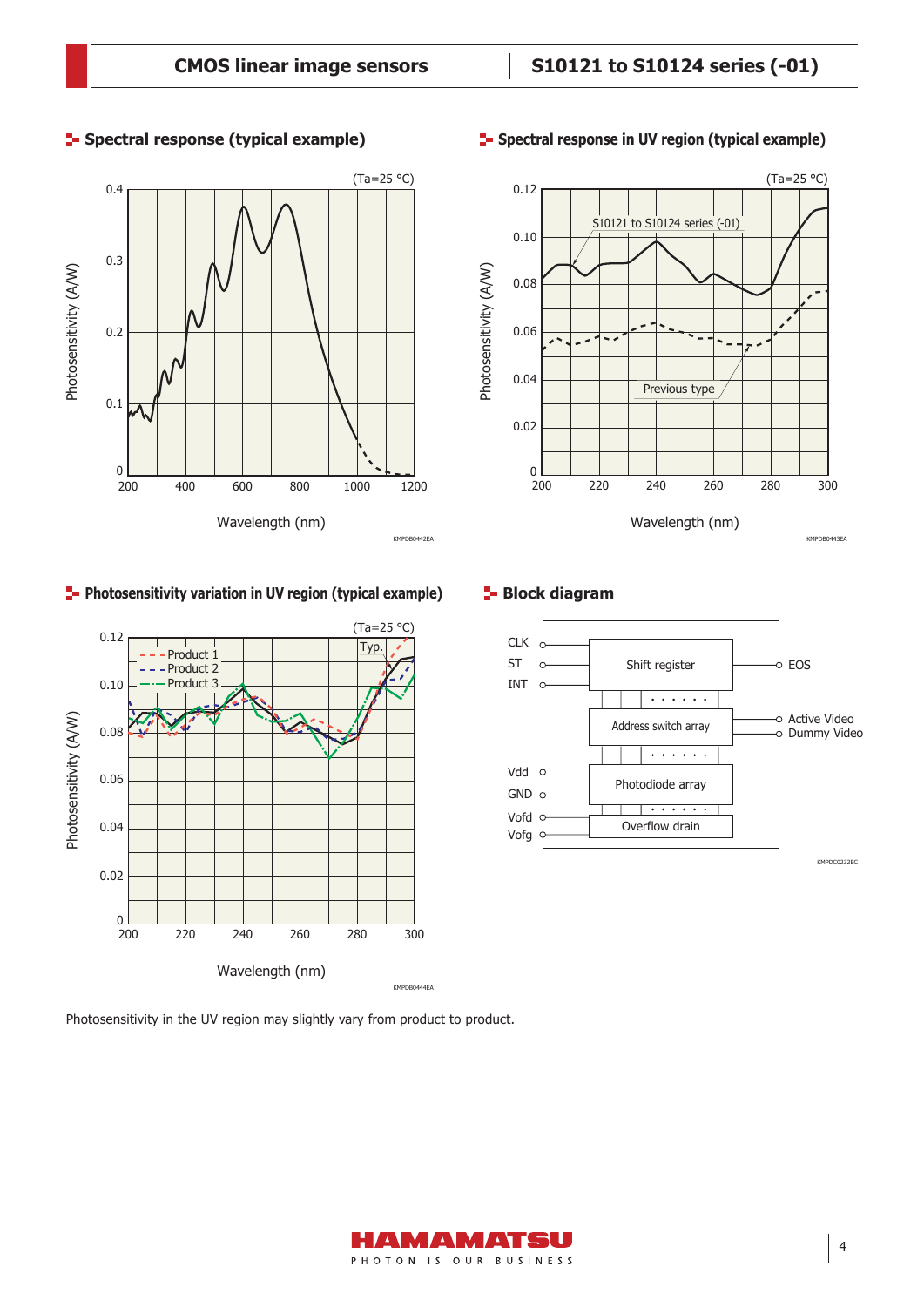## Spectral response (typical example)

## Spectral response in UV region (typical example)

## Photosensitivity variation in UV region (typical example)

## Block diagram

Photosensitivity in the UV region may slightly vary from product to product.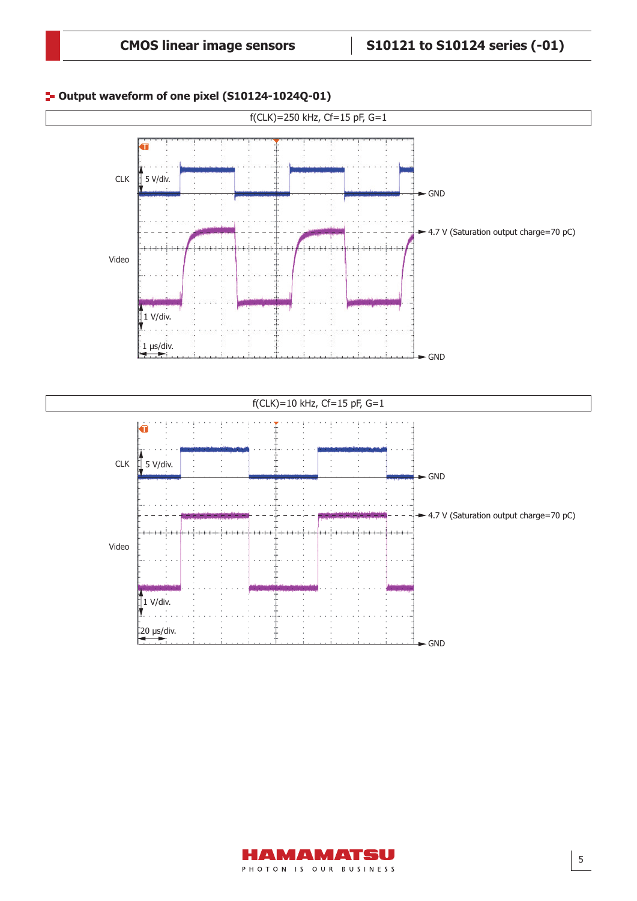## Output waveform of one pixel (S10124-1024Q-01)

f(CLK)=250 kHz, Cf=15 pF, G=1

CLK

5 V/div.

GND

4.7 V (Saturation output charge=70 pC)

Video

1 V/div.

1 μs/div.

GND

f(CLK)=10 kHz, Cf=15 pF, G=1

CLK

5 V/div.

GND

4.7 V (Saturation output charge=70 pC)

Video

1 V/div.

20 μs/div.

GND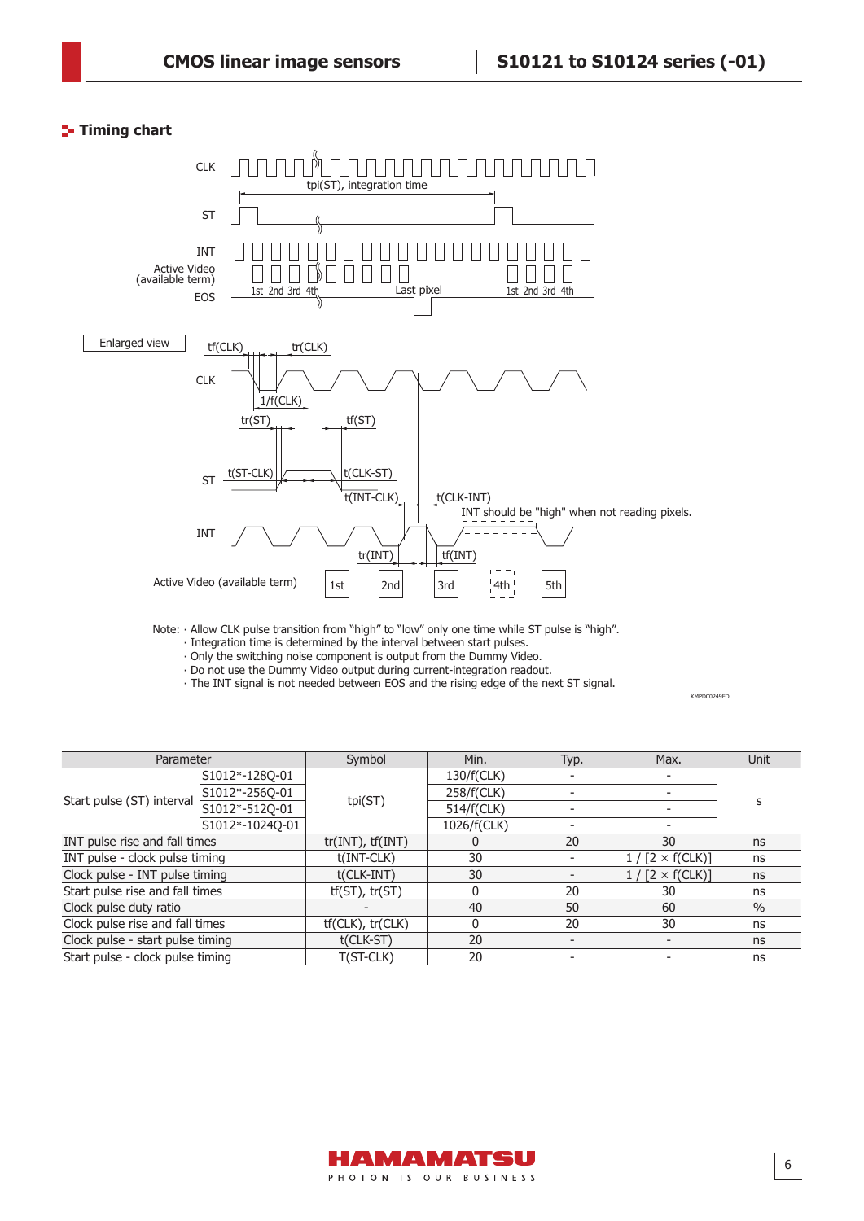## Timing chart

Note: · Allow CLK pulse transition from "high" to "low" only one time while ST pulse is "high".
· Integration time is determined by the interval between start pulses.
· Only the switching noise component is output from the Dummy Video.
· Do not use the Dummy Video output during current-integration readout.
· The INT signal is not needed between EOS and the rising edge of the next ST signal.

KMPDC0249ED

| Parameter | | Symbol | Min. | Typ. | Max. | Unit |
|---|---|---|---|---|---|---|
| Start pulse (ST) interval | S1012*-128Q-01 | tpi(ST) | 130/f(CLK) | - | - | s |
| | S1012*-256Q-01 | | 258/f(CLK) | - | - | |
| | S1012*-512Q-01 | | 514/f(CLK) | - | - | |
| | S1012*-1024Q-01 | | 1026/f(CLK) | - | - | |
| INT pulse rise and fall times | | tr(INT), tf(INT) | 0 | 20 | 30 | ns |
| INT pulse - clock pulse timing | | t(INT-CLK) | 30 | - | 1 / [2 × f(CLK)] | ns |
| Clock pulse - INT pulse timing | | t(CLK-INT) | 30 | - | 1 / [2 × f(CLK)] | ns |
| Start pulse rise and fall times | | tf(ST), tr(ST) | 0 | 20 | 30 | ns |
| Clock pulse duty ratio | | - | 40 | 50 | 60 | % |
| Clock pulse rise and fall times | | tf(CLK), tr(CLK) | 0 | 20 | 30 | ns |
| Clock pulse - start pulse timing | | t(CLK-ST) | 20 | - | - | ns |
| Start pulse - clock pulse timing | | T(ST-CLK) | 20 | - | - | ns |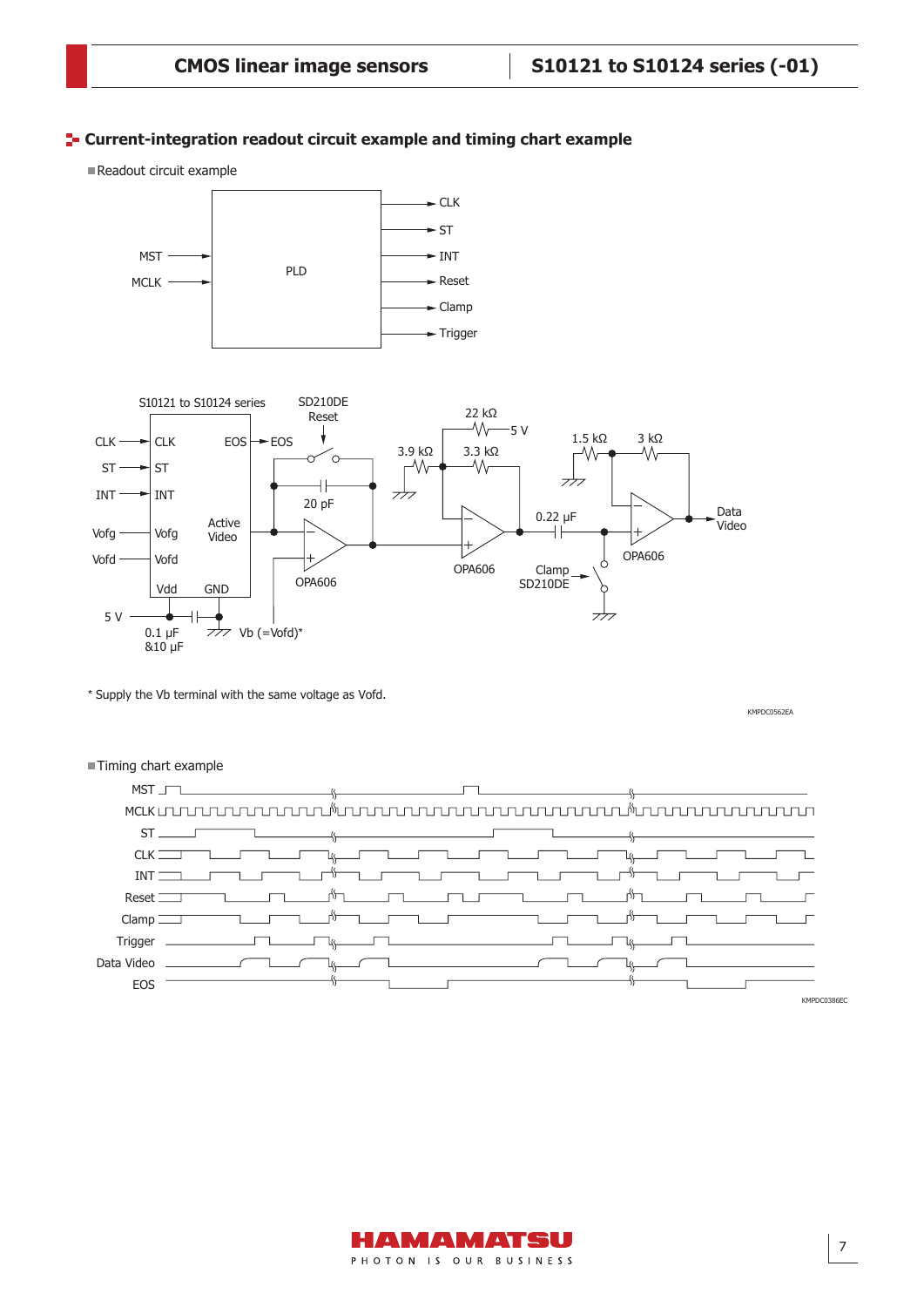## Current-integration readout circuit example and timing chart example

### Readout circuit example

MST
MCLK
PLD
CLK
ST
INT
Reset
Clamp
Trigger

S10121 to S10124 series
CLK
ST
INT
Vofg
Vofd
CLK
ST
INT
Vofg
Vofd
EOS
EOS
Active Video
Vdd
GND
5 V
0.1 µF &10 µF
Vb (=Vofd)*
SD210DE Reset
20 pF
OPA606
22 kΩ
5 V
3.9 kΩ
3.3 kΩ
OPA606
0.22 µF
Clamp SD210DE
1.5 kΩ
3 kΩ
OPA606
Data Video

\* Supply the Vb terminal with the same voltage as Vofd.

KMPDC0562EA

### Timing chart example

MST
MCLK
ST
CLK
INT
Reset
Clamp
Trigger
Data Video
EOS

KMPDC0386EC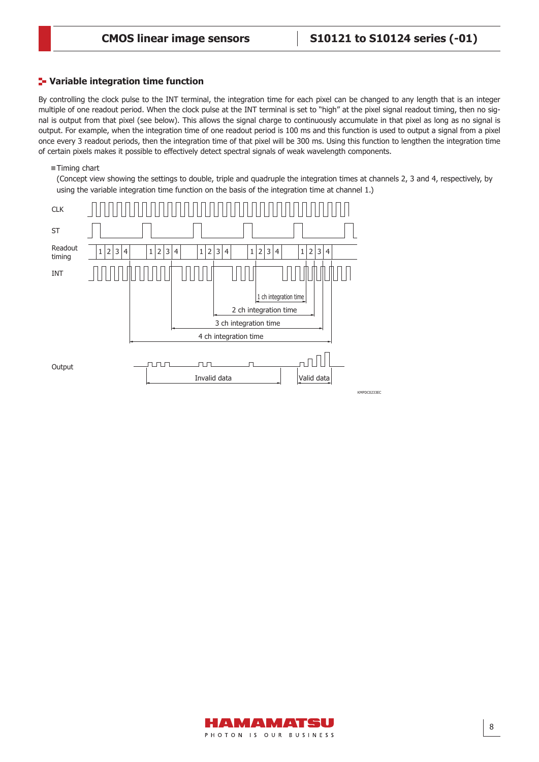## Variable integration time function

By controlling the clock pulse to the INT terminal, the integration time for each pixel can be changed to any length that is an integer multiple of one readout period. When the clock pulse at the INT terminal is set to "high" at the pixel signal readout timing, then no signal is output from that pixel (see below). This allows the signal charge to continuously accumulate in that pixel as long as no signal is output. For example, when the integration time of one readout period is 100 ms and this function is used to output a signal from a pixel once every 3 readout periods, then the integration time of that pixel will be 300 ms. Using this function to lengthen the integration time of certain pixels makes it possible to effectively detect spectral signals of weak wavelength components.

■ Timing chart

(Concept view showing the settings to double, triple and quadruple the integration times at channels 2, 3 and 4, respectively, by using the variable integration time function on the basis of the integration time at channel 1.)

CLK

ST

Readout timing: 1 2 3 4 | 1 2 3 4 | 1 2 3 4 | 1 2 3 4 | 1 2 3 4

INT

1 ch integration time

2 ch integration time

3 ch integration time

4 ch integration time

Output

Invalid data

Valid data

KMPDC0233EC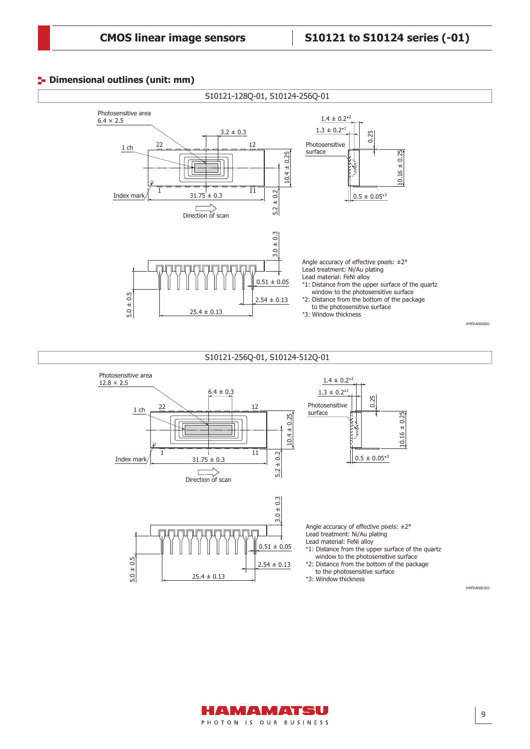## Dimensional outlines (unit: mm)

### S10121-128Q-01, S10124-256Q-01

Photosensitive area
6.4 × 2.5

3.2 ± 0.3

1 ch

22

12

10.4 ± 0.25

Index mark

1

11

31.75 ± 0.3

5.2 ± 0.2

Direction of scan

1.4 ± 0.2*2

1.3 ± 0.2*1

0.25

Photosensitive surface

10.16 ± 0.25

0.5 ± 0.05*3

3.0 ± 0.3

0.51 ± 0.05

2.54 ± 0.13

5.0 ± 0.5

25.4 ± 0.13

Angle accuracy of effective pixels: ±2°
Lead treatment: Ni/Au plating
Lead material: FeNi alloy
*1: Distance from the upper surface of the quartz window to the photosensitive surface
*2: Distance from the bottom of the package to the photosensitive surface
*3: Window thickness

KMPDA0060EG

### S10121-256Q-01, S10124-512Q-01

Photosensitive area
12.8 × 2.5

6.4 ± 0.3

1 ch

22

12

10.4 ± 0.25

Index mark

1

11

31.75 ± 0.3

5.2 ± 0.2

Direction of scan

1.4 ± 0.2*2

1.3 ± 0.2*1

0.25

Photosensitive surface

10.16 ± 0.25

0.5 ± 0.05*3

3.0 ± 0.3

0.51 ± 0.05

2.54 ± 0.13

5.0 ± 0.5

25.4 ± 0.13

Angle accuracy of effective pixels: ±2°
Lead treatment: Ni/Au plating
Lead material: FeNi alloy
*1: Distance from the upper surface of the quartz window to the photosensitive surface
*2: Distance from the bottom of the package to the photosensitive surface
*3: Window thickness

KMPDA0061EG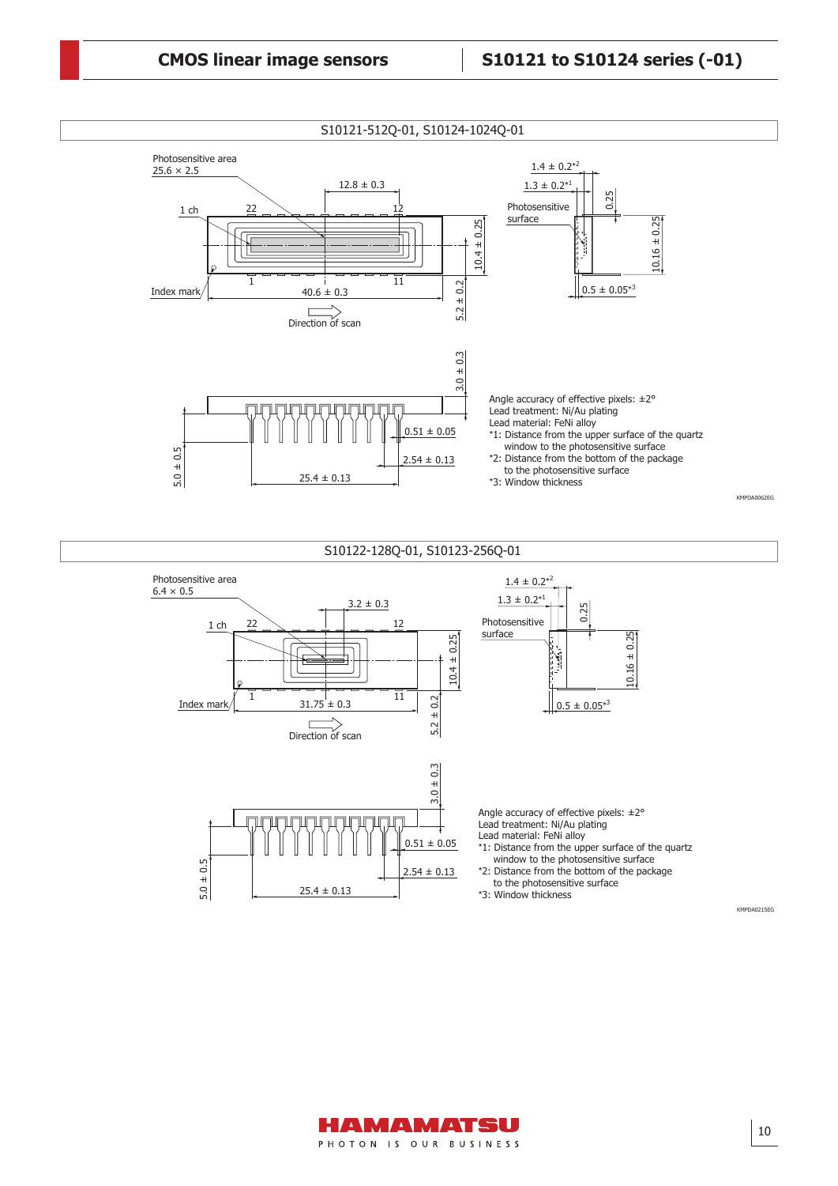## S10121-512Q-01, S10124-1024Q-01

Photosensitive area 25.6 × 2.5

12.8 ± 0.3

1 ch  22  12

1  11

Index mark

40.6 ± 0.3

10.4 ± 0.25

5.2 ± 0.2

Direction of scan

1.4 ± 0.2*2

1.3 ± 0.2*1

0.25

Photosensitive surface

10.16 ± 0.25

0.5 ± 0.05*3

3.0 ± 0.3

5.0 ± 0.5

0.51 ± 0.05

2.54 ± 0.13

25.4 ± 0.13

Angle accuracy of effective pixels: ±2°
Lead treatment: Ni/Au plating
Lead material: FeNi alloy
*1: Distance from the upper surface of the quartz window to the photosensitive surface
*2: Distance from the bottom of the package to the photosensitive surface
*3: Window thickness

KMPDA0062EG

## S10122-128Q-01, S10123-256Q-01

Photosensitive area 6.4 × 0.5

3.2 ± 0.3

1 ch  22  12

1  11

Index mark

31.75 ± 0.3

10.4 ± 0.25

5.2 ± 0.2

Direction of scan

1.4 ± 0.2*2

1.3 ± 0.2*1

0.25

Photosensitive surface

10.16 ± 0.25

0.5 ± 0.05*3

3.0 ± 0.3

5.0 ± 0.5

0.51 ± 0.05

2.54 ± 0.13

25.4 ± 0.13

Angle accuracy of effective pixels: ±2°
Lead treatment: Ni/Au plating
Lead material: FeNi alloy
*1: Distance from the upper surface of the quartz window to the photosensitive surface
*2: Distance from the bottom of the package to the photosensitive surface
*3: Window thickness

KMPDA0215EG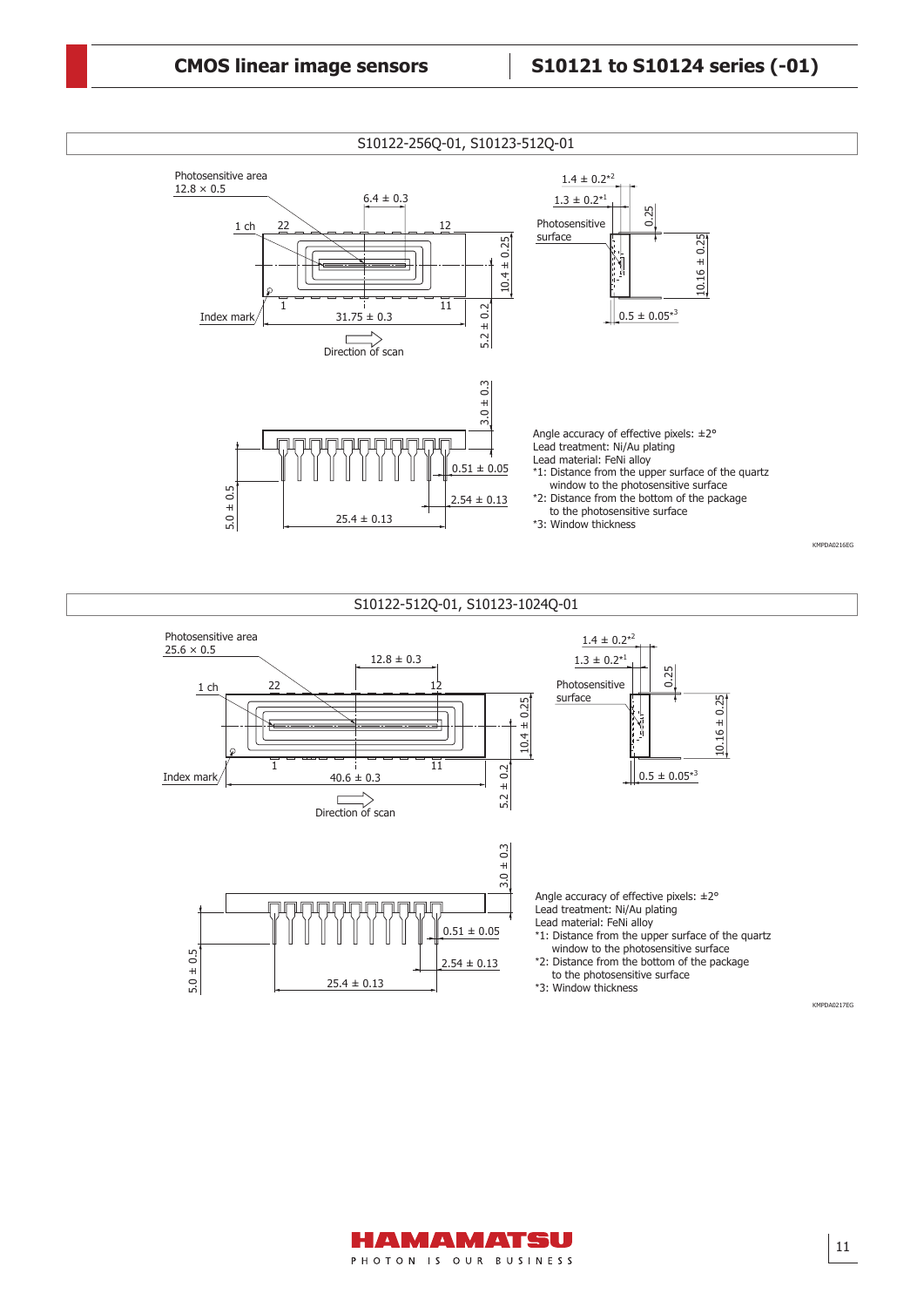## S10122-256Q-01, S10123-512Q-01

Photosensitive area 12.8 × 0.5

6.4 ± 0.3

1 ch, 22, 12

10.4 ± 0.25

Index mark, 1, 11

31.75 ± 0.3

5.2 ± 0.2

Direction of scan

1.4 ± 0.2*2

1.3 ± 0.2*1

0.25

Photosensitive surface

10.16 ± 0.25

0.5 ± 0.05*3

3.0 ± 0.3

0.51 ± 0.05

2.54 ± 0.13

5.0 ± 0.5

25.4 ± 0.13

Angle accuracy of effective pixels: ±2°
Lead treatment: Ni/Au plating
Lead material: FeNi alloy
*1: Distance from the upper surface of the quartz window to the photosensitive surface
*2: Distance from the bottom of the package to the photosensitive surface
*3: Window thickness

KMPDA0216EG

## S10122-512Q-01, S10123-1024Q-01

Photosensitive area 25.6 × 0.5

12.8 ± 0.3

1 ch, 22, 12

10.4 ± 0.25

Index mark, 1, 11

40.6 ± 0.3

5.2 ± 0.2

Direction of scan

1.4 ± 0.2*2

1.3 ± 0.2*1

0.25

Photosensitive surface

10.16 ± 0.25

0.5 ± 0.05*3

3.0 ± 0.3

0.51 ± 0.05

2.54 ± 0.13

5.0 ± 0.5

25.4 ± 0.13

Angle accuracy of effective pixels: ±2°
Lead treatment: Ni/Au plating
Lead material: FeNi alloy
*1: Distance from the upper surface of the quartz window to the photosensitive surface
*2: Distance from the bottom of the package to the photosensitive surface
*3: Window thickness

KMPDA0217EG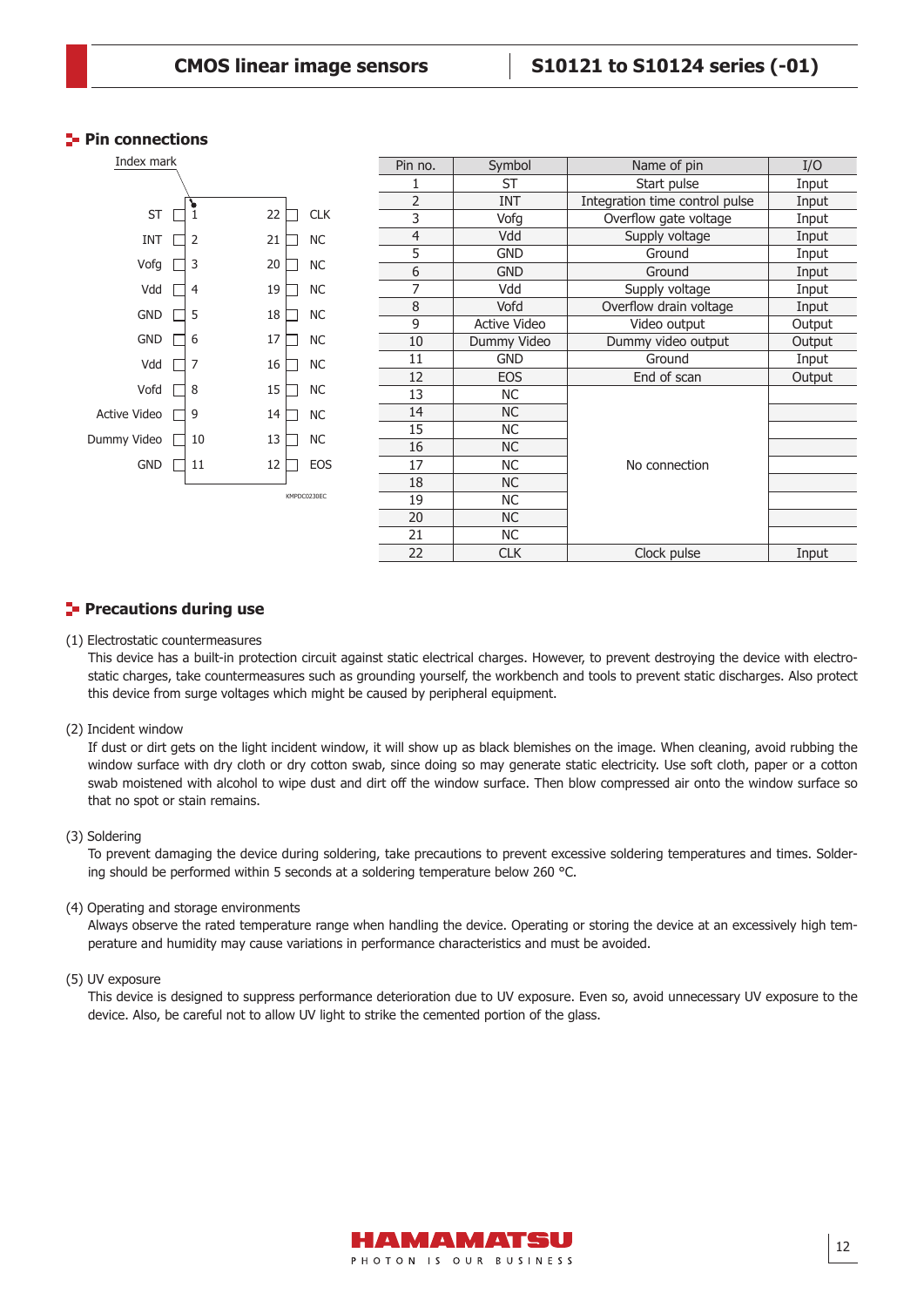## Pin connections

Index mark

| | | | | |
|---|---|---|---|---|
| ST | 1 | | 22 | CLK |
| INT | 2 | | 21 | NC |
| Vofg | 3 | | 20 | NC |
| Vdd | 4 | | 19 | NC |
| GND | 5 | | 18 | NC |
| GND | 6 | | 17 | NC |
| Vdd | 7 | | 16 | NC |
| Vofd | 8 | | 15 | NC |
| Active Video | 9 | | 14 | NC |
| Dummy Video | 10 | | 13 | NC |
| GND | 11 | | 12 | EOS |

KMPDC0230EC

| Pin no. | Symbol | Name of pin | I/O |
|---|---|---|---|
| 1 | ST | Start pulse | Input |
| 2 | INT | Integration time control pulse | Input |
| 3 | Vofg | Overflow gate voltage | Input |
| 4 | Vdd | Supply voltage | Input |
| 5 | GND | Ground | Input |
| 6 | GND | Ground | Input |
| 7 | Vdd | Supply voltage | Input |
| 8 | Vofd | Overflow drain voltage | Input |
| 9 | Active Video | Video output | Output |
| 10 | Dummy Video | Dummy video output | Output |
| 11 | GND | Ground | Input |
| 12 | EOS | End of scan | Output |
| 13 | NC | No connection | |
| 14 | NC | No connection | |
| 15 | NC | No connection | |
| 16 | NC | No connection | |
| 17 | NC | No connection | |
| 18 | NC | No connection | |
| 19 | NC | No connection | |
| 20 | NC | No connection | |
| 21 | NC | No connection | |
| 22 | CLK | Clock pulse | Input |

## Precautions during use

(1) Electrostatic countermeasures

This device has a built-in protection circuit against static electrical charges. However, to prevent destroying the device with electrostatic charges, take countermeasures such as grounding yourself, the workbench and tools to prevent static discharges. Also protect this device from surge voltages which might be caused by peripheral equipment.

(2) Incident window

If dust or dirt gets on the light incident window, it will show up as black blemishes on the image. When cleaning, avoid rubbing the window surface with dry cloth or dry cotton swab, since doing so may generate static electricity. Use soft cloth, paper or a cotton swab moistened with alcohol to wipe dust and dirt off the window surface. Then blow compressed air onto the window surface so that no spot or stain remains.

(3) Soldering

To prevent damaging the device during soldering, take precautions to prevent excessive soldering temperatures and times. Soldering should be performed within 5 seconds at a soldering temperature below 260 °C.

(4) Operating and storage environments

Always observe the rated temperature range when handling the device. Operating or storing the device at an excessively high temperature and humidity may cause variations in performance characteristics and must be avoided.

(5) UV exposure

This device is designed to suppress performance deterioration due to UV exposure. Even so, avoid unnecessary UV exposure to the device. Also, be careful not to allow UV light to strike the cemented portion of the glass.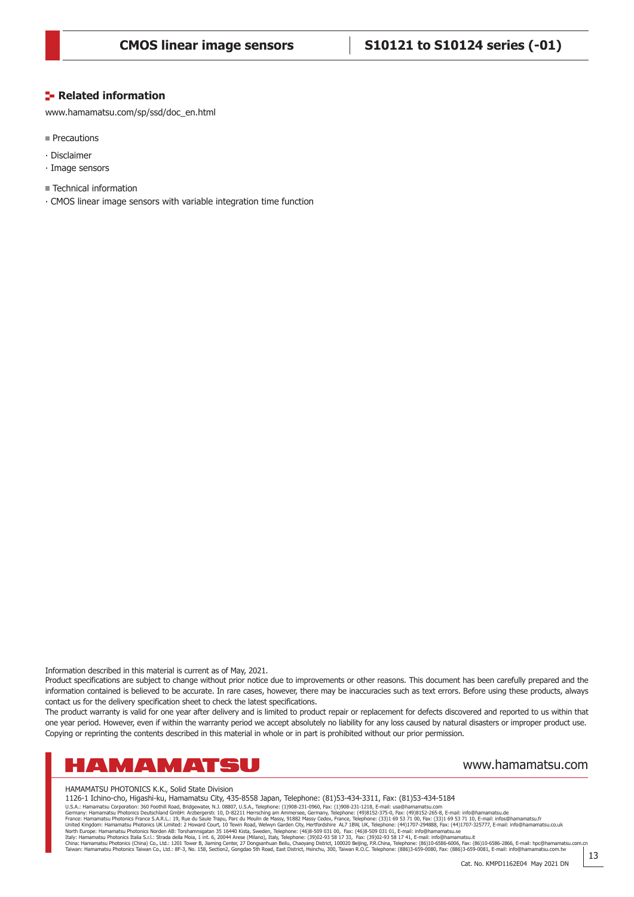## Related information

www.hamamatsu.com/sp/ssd/doc_en.html

- Precautions
  - · Disclaimer
  - · Image sensors
- Technical information
  - · CMOS linear image sensors with variable integration time function

Information described in this material is current as of May, 2021.

Product specifications are subject to change without prior notice due to improvements or other reasons. This document has been carefully prepared and the information contained is believed to be accurate. In rare cases, however, there may be inaccuracies such as text errors. Before using these products, always contact us for the delivery specification sheet to check the latest specifications.

The product warranty is valid for one year after delivery and is limited to product repair or replacement for defects discovered and reported to us within that one year period. However, even if within the warranty period we accept absolutely no liability for any loss caused by natural disasters or improper product use. Copying or reprinting the contents described in this material in whole or in part is prohibited without our prior permission.

HAMAMATSU

www.hamamatsu.com

HAMAMATSU PHOTONICS K.K., Solid State Division
1126-1 Ichino-cho, Higashi-ku, Hamamatsu City, 435-8558 Japan, Telephone: (81)53-434-3311, Fax: (81)53-434-5184
U.S.A.: Hamamatsu Corporation: 360 Foothill Road, Bridgewater, N.J. 08807, U.S.A., Telephone: (1)908-231-0960, Fax: (1)908-231-1218, E-mail: usa@hamamatsu.com
Germany: Hamamatsu Photonics Deutschland GmbH: Arzbergerstr. 10, D-82211 Herrsching am Ammersee, Germany, Telephone: (49)8152-375-0, Fax: (49)8152-265-8, E-mail: info@hamamatsu.de
France: Hamamatsu Photonics France S.A.R.L.: 19, Rue du Saule Trapu, Parc du Moulin de Massy, 91882 Massy Cedex, France, Telephone: (33)1 69 53 71 00, Fax: (33)1 69 53 71 10, E-mail: infos@hamamatsu.fr
United Kingdom: Hamamatsu Photonics UK Limited: 2 Howard Court, 10 Tewin Road, Welwyn Garden City, Hertfordshire AL7 1BW, UK, Telephone: (44)1707-294888, Fax: (44)1707-325777, E-mail: info@hamamatsu.co.uk
North Europe: Hamamatsu Photonics Norden AB: Torshamnsgatan 35 16440 Kista, Sweden, Telephone: (46)8-509 031 00, Fax: (46)8-509 031 01, E-mail: info@hamamatsu.se
Italy: Hamamatsu Photonics Italia S.r.l.: Strada della Moia, 1 int. 6, 20044 Arese (Milano), Italy, Telephone: (39)02-93 58 17 33, Fax: (39)02-93 58 17 41, E-mail: info@hamamatsu.it
China: Hamamatsu Photonics (China) Co., Ltd.: 1201 Tower B, Jiaming Center, 27 Dongsanhuan Beilu, Chaoyang District, 100020 Beijing, P.R.China, Telephone: (86)10-6586-6006, Fax: (86)10-6586-2866, E-mail: hpc@hamamatsu.com.cn
Taiwan: Hamamatsu Photonics Taiwan Co., Ltd.: 8F-3, No. 158, Section2, Gongdao 5th Road, East District, Hsinchu, 300, Taiwan R.O.C. Telephone: (886)3-659-0080, Fax: (886)3-659-0081, E-mail: info@hamamatsu.com.tw

Cat. No. KMPD1162E04 May 2021 DN